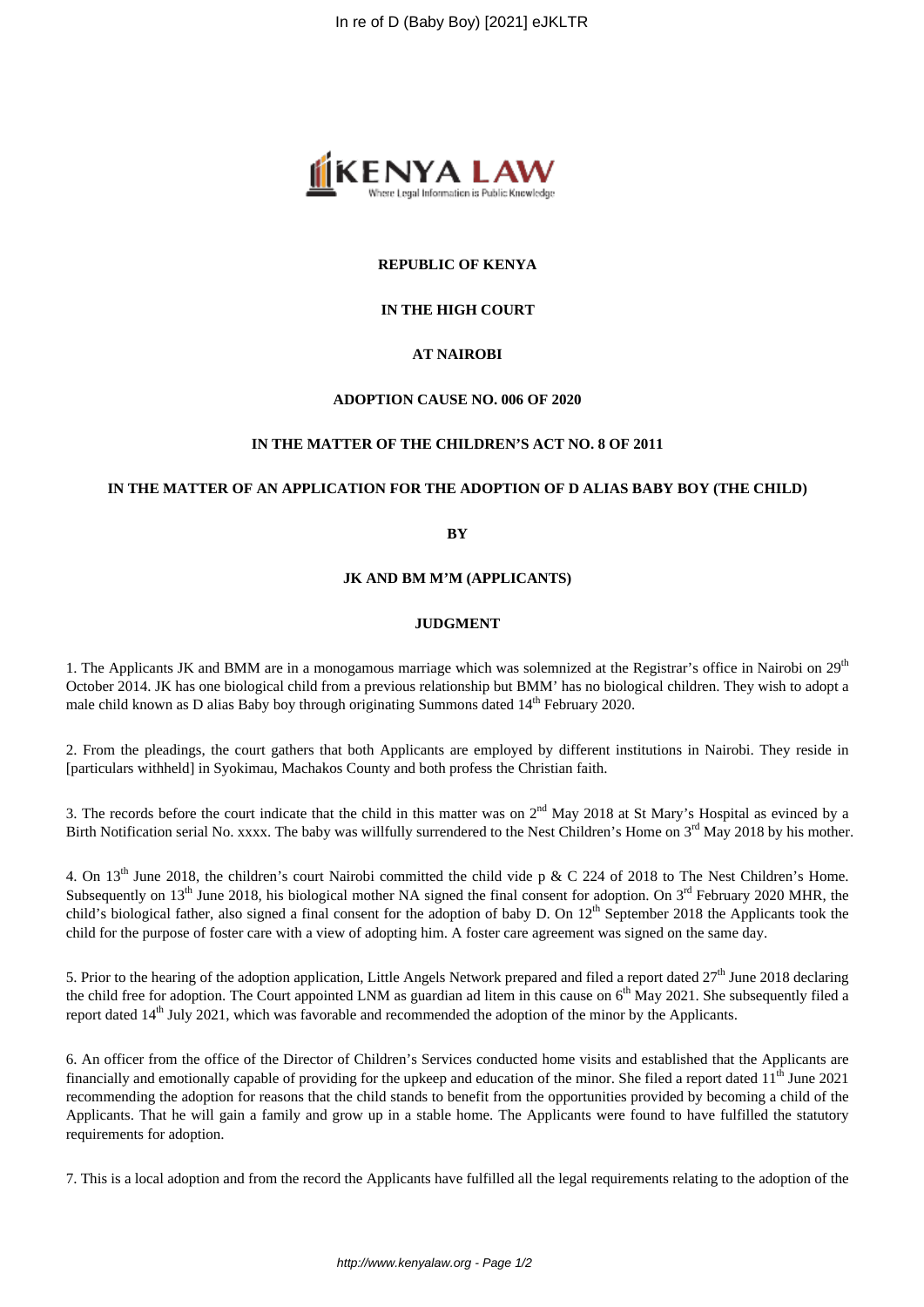**REPUBLIC OF KENYA**

**IN THE HIGH COURT**

**AT NAIROBI**

**ADOPTION CAUSE NO. 006 OF 2020**

**IN THE MATTER OF THE CHILDREN'S ACT NO. 8 OF 2011**

**IN THE MATTER OF AN APPLICATION FOR THE ADOPTION OF D ALIAS BABY BOY (THE CHILD)**

**BY**

**JK AND BM M'M (APPLICANTS)**

**JUDGMENT**

1. The Applicants JK and BMM are in a monogamous marriage which was solemnized at the Registrar's office in Nairobi on 29th October 2014. JK has one biological child from a previous relationship but BMM' has no biological children. They wish to adopt a male child known as D alias Baby boy through originating Summons dated 14th February 2020.

2. From the pleadings, the court gathers that both Applicants are employed by different institutions in Nairobi. They reside in [particulars withheld] in Syokimau, Machakos County and both profess the Christian faith.

3. The records before the court indicate that the child in this matter was on 2nd May 2018 at St Mary's Hospital as evinced by a Birth Notification serial No. xxxx. The baby was willfully surrendered to the Nest Children's Home on 3rd May 2018 by his mother.

4. On 13th June 2018, the children's court Nairobi committed the child vide p & C 224 of 2018 to The Nest Children's Home. Subsequently on 13th June 2018, his biological mother NA signed the final consent for adoption. On 3rd February 2020 MHR, the child's biological father, also signed a final consent for the adoption of baby D. On 12th September 2018 the Applicants took the child for the purpose of foster care with a view of adopting him. A foster care agreement was signed on the same day.

5. Prior to the hearing of the adoption application, Little Angels Network prepared and filed a report dated 27th June 2018 declaring the child free for adoption. The Court appointed LNM as guardian ad litem in this cause on 6th May 2021. She subsequently filed a report dated 14th July 2021, which was favorable and recommended the adoption of the minor by the Applicants.

6. An officer from the office of the Director of Children's Services conducted home visits and established that the Applicants are financially and emotionally capable of providing for the upkeep and education of the minor. She filed a report dated 11th June 2021 recommending the adoption for reasons that the child stands to benefit from the opportunities provided by becoming a child of the Applicants. That he will gain a family and grow up in a stable home. The Applicants were found to have fulfilled the statutory requirements for adoption.

7. This is a local adoption and from the record the Applicants have fulfilled all the legal requirements relating to the adoption of the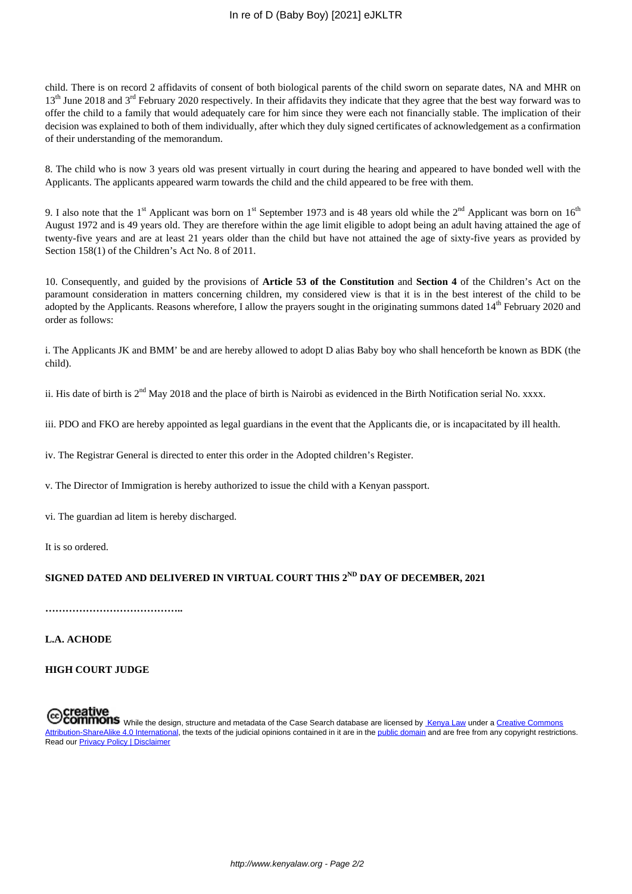child. There is on record 2 affidavits of consent of both biological parents of the child sworn on separate dates, NA and MHR on 13th June 2018 and 3rd February 2020 respectively. In their affidavits they indicate that they agree that the best way forward was to offer the child to a family that would adequately care for him since they were each not financially stable. The implication of their decision was explained to both of them individually, after which they duly signed certificates of acknowledgement as a confirmation of their understanding of the memorandum.

8. The child who is now 3 years old was present virtually in court during the hearing and appeared to have bonded well with the Applicants. The applicants appeared warm towards the child and the child appeared to be free with them.

9. I also note that the 1st Applicant was born on 1st September 1973 and is 48 years old while the 2nd Applicant was born on 16th August 1972 and is 49 years old. They are therefore within the age limit eligible to adopt being an adult having attained the age of twenty-five years and are at least 21 years older than the child but have not attained the age of sixty-five years as provided by Section 158(1) of the Children's Act No. 8 of 2011.

10. Consequently, and guided by the provisions of **Article 53 of the Constitution** and **Section 4** of the Children's Act on the paramount consideration in matters concerning children, my considered view is that it is in the best interest of the child to be adopted by the Applicants. Reasons wherefore, I allow the prayers sought in the originating summons dated 14th February 2020 and order as follows:

i. The Applicants JK and BMM' be and are hereby allowed to adopt D alias Baby boy who shall henceforth be known as BDK (the child).

ii. His date of birth is 2nd May 2018 and the place of birth is Nairobi as evidenced in the Birth Notification serial No. xxxx.

iii. PDO and FKO are hereby appointed as legal guardians in the event that the Applicants die, or is incapacitated by ill health.

iv. The Registrar General is directed to enter this order in the Adopted children's Register.

v. The Director of Immigration is hereby authorized to issue the child with a Kenyan passport.

vi. The guardian ad litem is hereby discharged.

It is so ordered.

**SIGNED DATED AND DELIVERED IN VIRTUAL COURT THIS 2ND DAY OF DECEMBER, 2021**

**…………………………………..**

**L.A. ACHODE**

**HIGH COURT JUDGE**

While the design, structure and metadata of the Case Search database are licensed by Kenya Law under a Creative Commons Attribution-ShareAlike 4.0 International, the texts of the judicial opinions contained in it are in the public domain and are free from any copyright restrictions. Read our Privacy Policy | Disclaimer